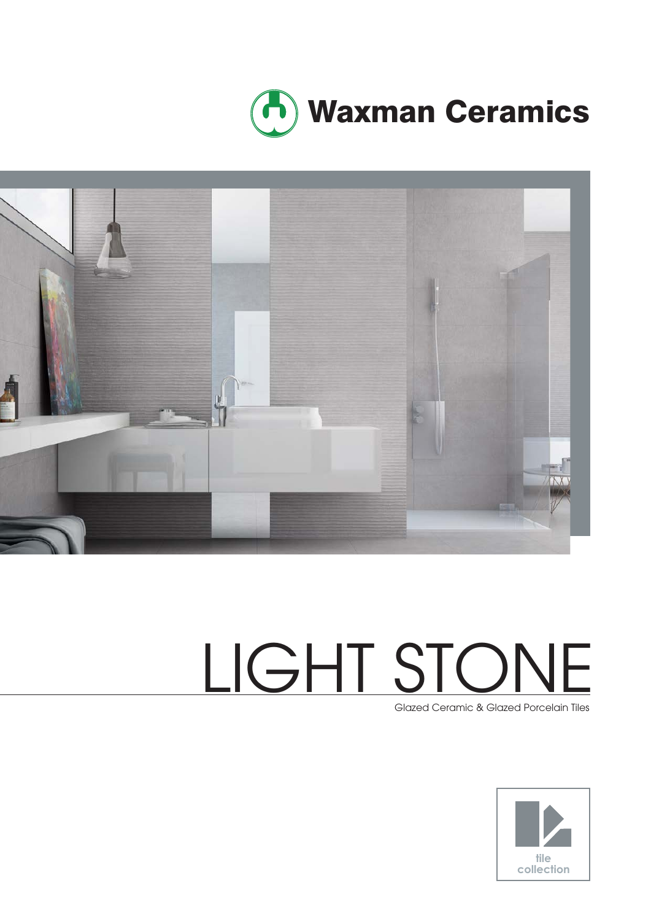Waxman Ceramics

# LIGHT STONE

Glazed Ceramic & Glazed Porcelain Tiles

tile collection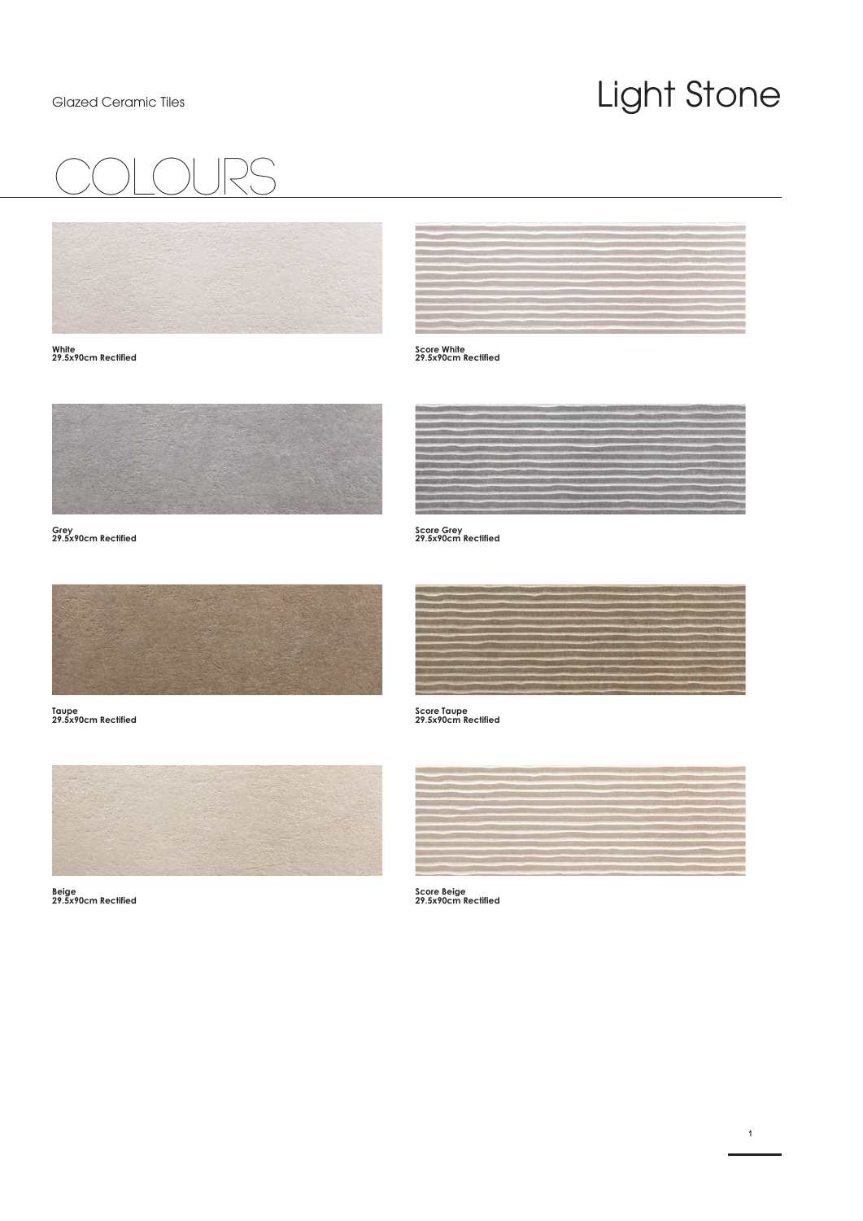Glazed Ceramic Tiles

# Light Stone

## COLOURS

**White**
**29.5x90cm Rectified**

**Score White**
**29.5x90cm Rectified**

**Grey**
**29.5x90cm Rectified**

**Score Grey**
**29.5x90cm Rectified**

**Taupe**
**29.5x90cm Rectified**

**Score Taupe**
**29.5x90cm Rectified**

**Beige**
**29.5x90cm Rectified**

**Score Beige**
**29.5x90cm Rectified**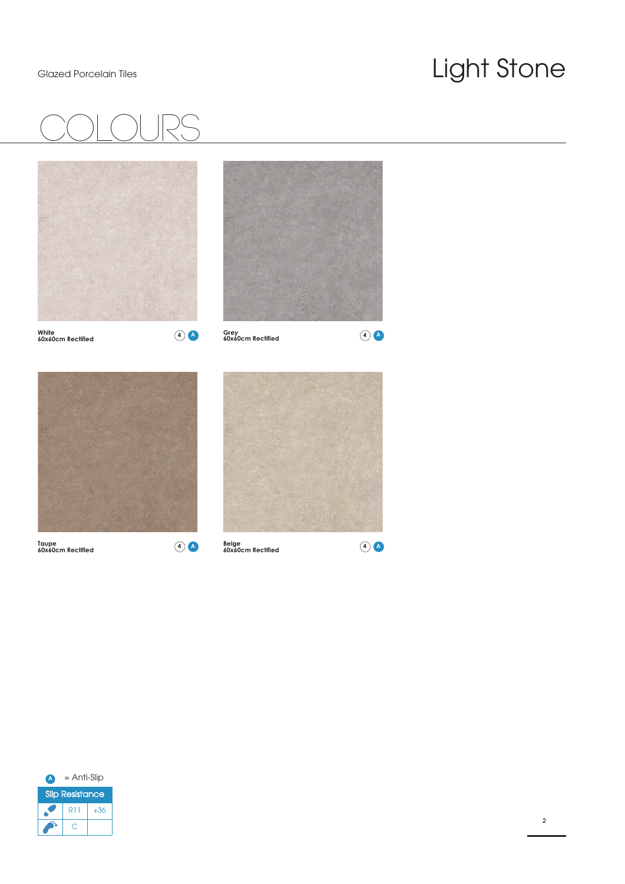Glazed Porcelain Tiles

# Light Stone

## COLOURS

**White**
**60x60cm Rectified**
4 A

**Grey**
**60x60cm Rectified**
4 A

**Taupe**
**60x60cm Rectified**
4 A

**Beige**
**60x60cm Rectified**
4 A

A = Anti-Slip

| Slip Resistance | | |
|---|---|---|
| | R11 | +36 |
| | C | |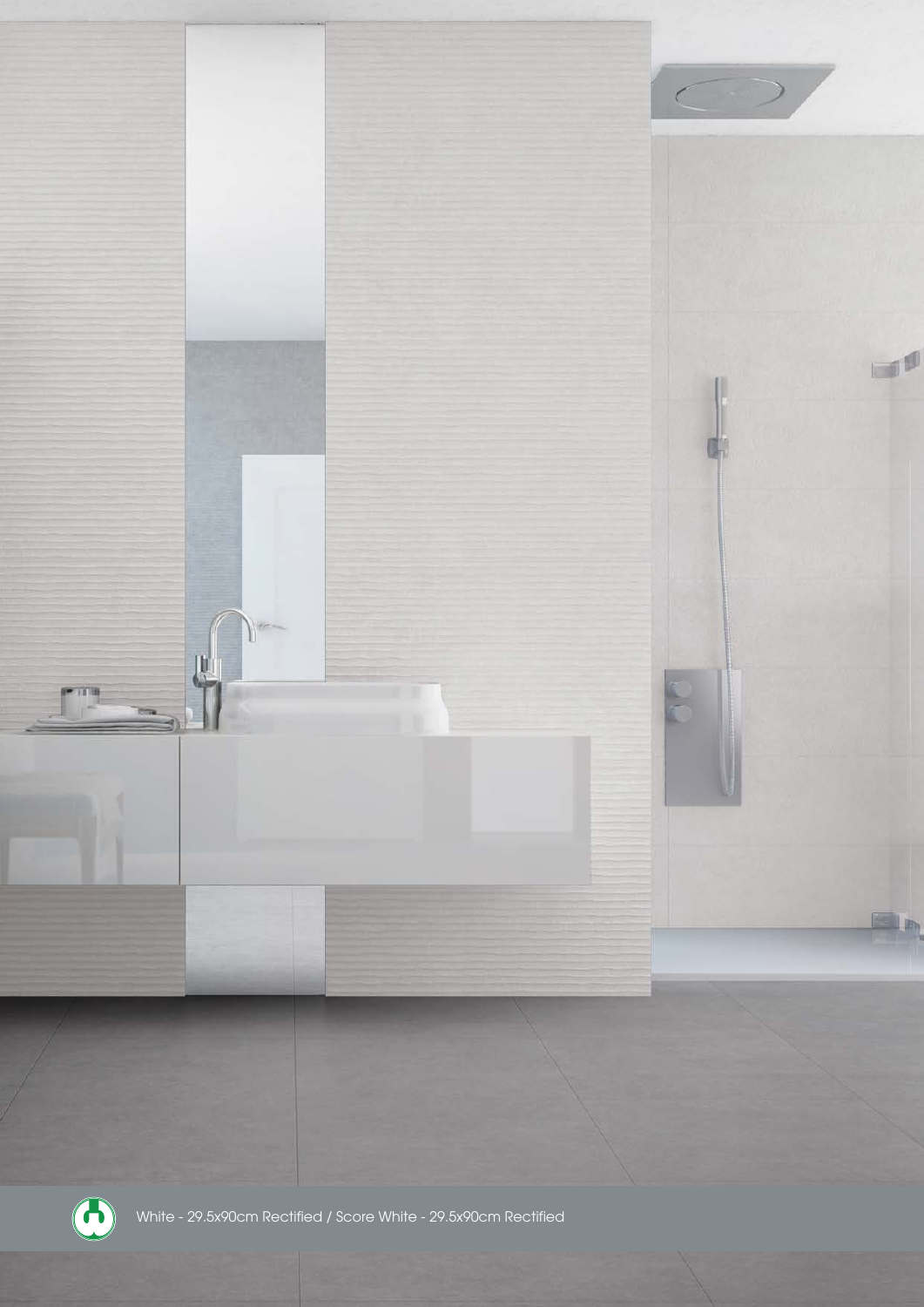White - 29.5x90cm Rectified / Score White - 29.5x90cm Rectified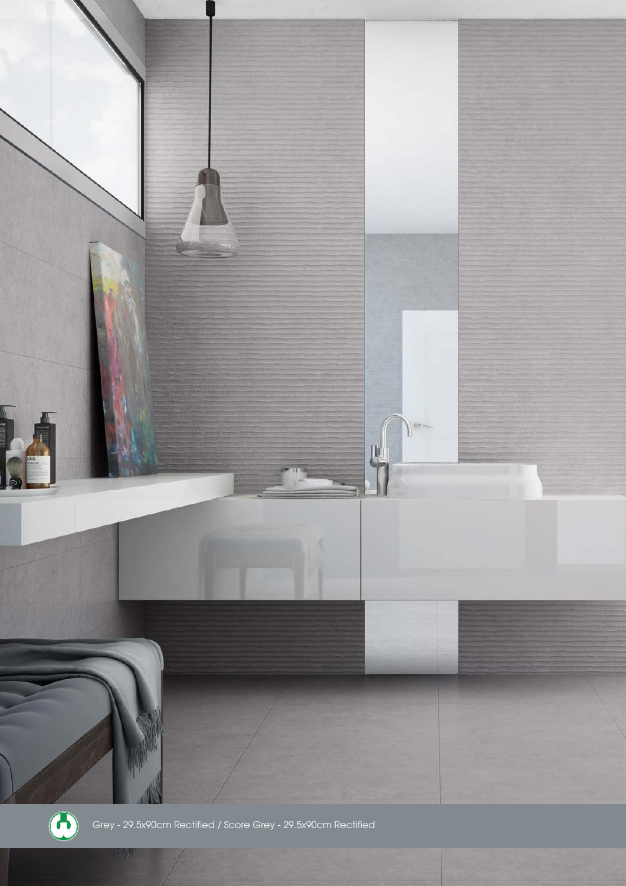Grey - 29.5x90cm Rectified / Score Grey - 29.5x90cm Rectified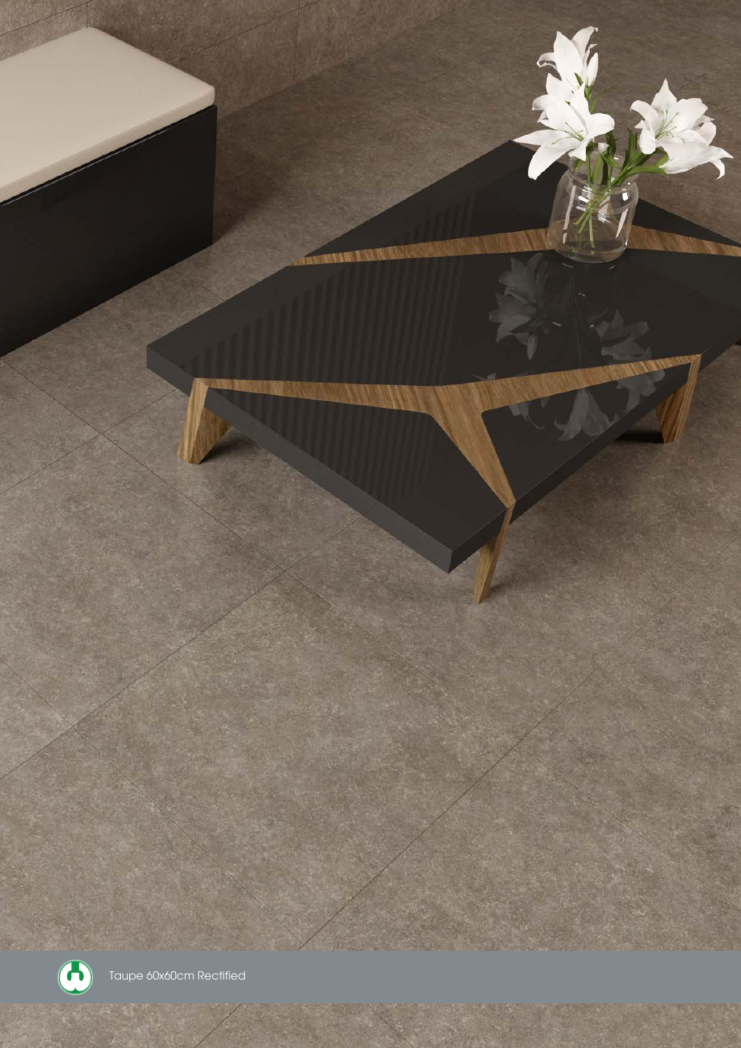Taupe 60x60cm Rectified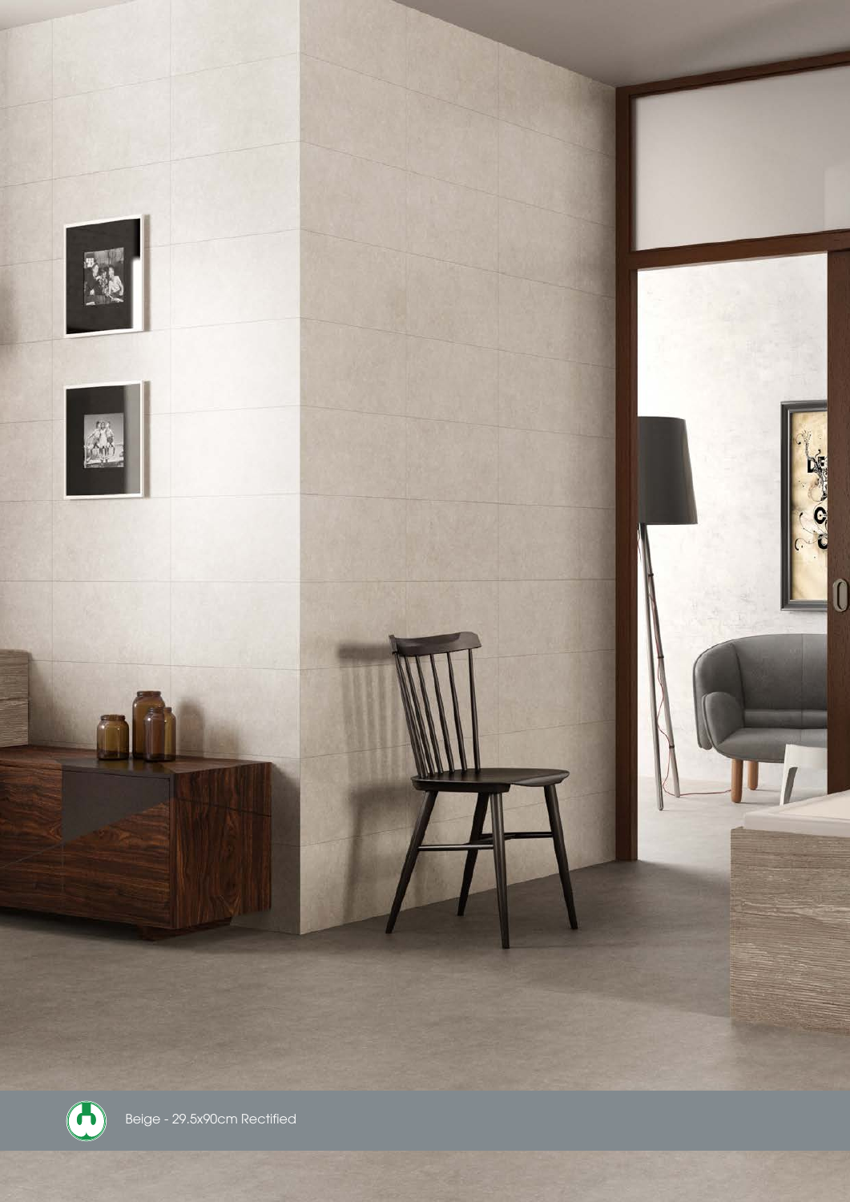Beige - 29.5x90cm Rectified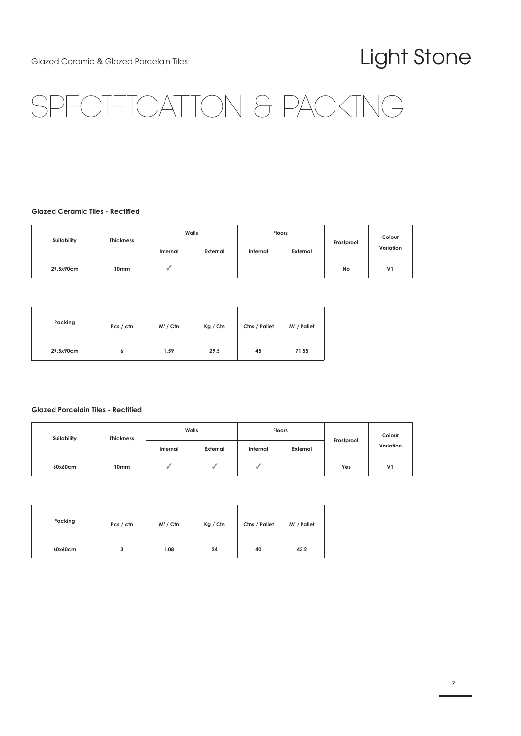Glazed Ceramic & Glazed Porcelain Tiles

# Light Stone

# SPECIFICATION & PACKING

### Glazed Ceramic Tiles - Rectified

| Suitability | Thickness | Walls | | Floors | | Frostproof | Colour Variation |
|---|---|---|---|---|---|---|---|
| | | Internal | External | Internal | External | | |
| 29.5x90cm | 10mm | ✓ | | | | No | V1 |

| Packing | Pcs / ctn | $M^2$ / Ctn | Kg / Ctn | Ctns / Pallet | $M^2$ / Pallet |
|---|---|---|---|---|---|
| 29.5x90cm | 6 | 1.59 | 29.5 | 45 | 71.55 |

### Glazed Porcelain Tiles - Rectified

| Suitability | Thickness | Walls | | Floors | | Frostproof | Colour Variation |
|---|---|---|---|---|---|---|---|
| | | Internal | External | Internal | External | | |
| 60x60cm | 10mm | ✓ | ✓ | ✓ | | Yes | V1 |

| Packing | Pcs / ctn | $M^2$ / Ctn | Kg / Ctn | Ctns / Pallet | $M^2$ / Pallet |
|---|---|---|---|---|---|
| 60x60cm | 3 | 1.08 | 24 | 40 | 43.2 |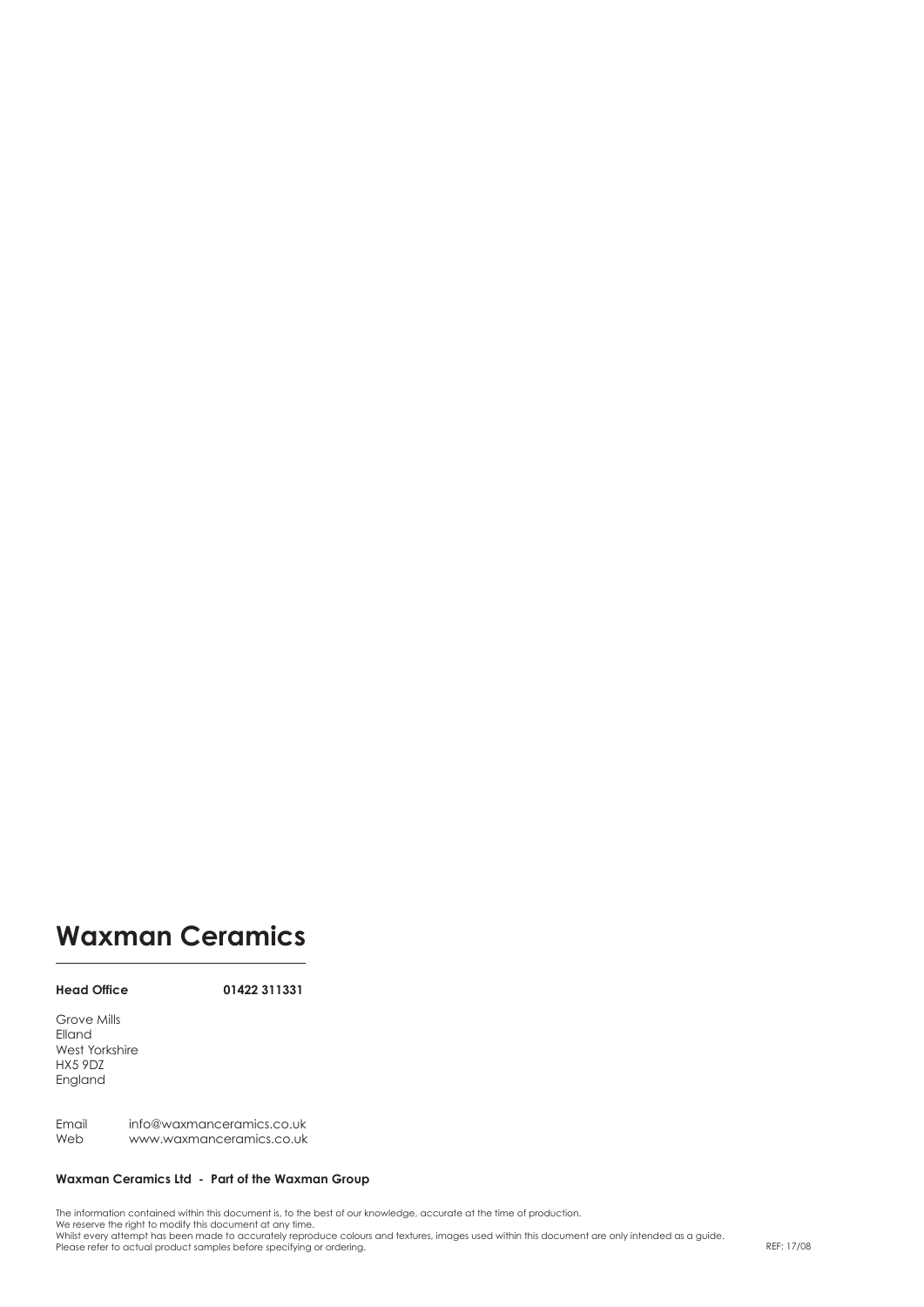# Waxman Ceramics

**Head Office** **01422 311331**

Grove Mills
Elland
West Yorkshire
HX5 9DZ
England

Email info@waxmanceramics.co.uk
Web www.waxmanceramics.co.uk

**Waxman Ceramics Ltd - Part of the Waxman Group**

The information contained within this document is, to the best of our knowledge, accurate at the time of production.
We reserve the right to modify this document at any time.
Whilst every attempt has been made to accurately reproduce colours and textures, images used within this document are only intended as a guide.
Please refer to actual product samples before specifying or ordering.

REF: 17/08